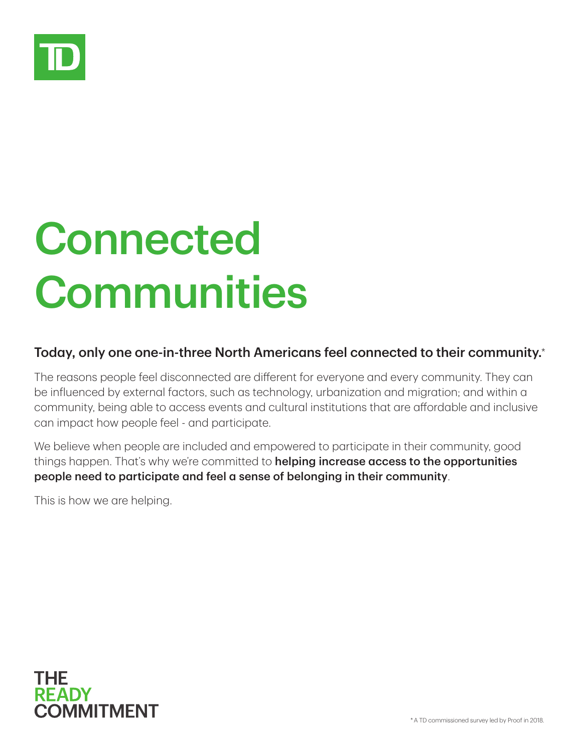# Connected Communities

**Today, only one one-in-three North Americans feel connected to their community.***

The reasons people feel disconnected are different for everyone and every community. They can be influenced by external factors, such as technology, urbanization and migration; and within a community, being able to access events and cultural institutions that are affordable and inclusive can impact how people feel - and participate.

We believe when people are included and empowered to participate in their community, good things happen. That's why we're committed to **helping increase access to the opportunities people need to participate and feel a sense of belonging in their community**.

This is how we are helping.

THE READY COMMITMENT

* A TD commissioned survey led by Proof in 2018.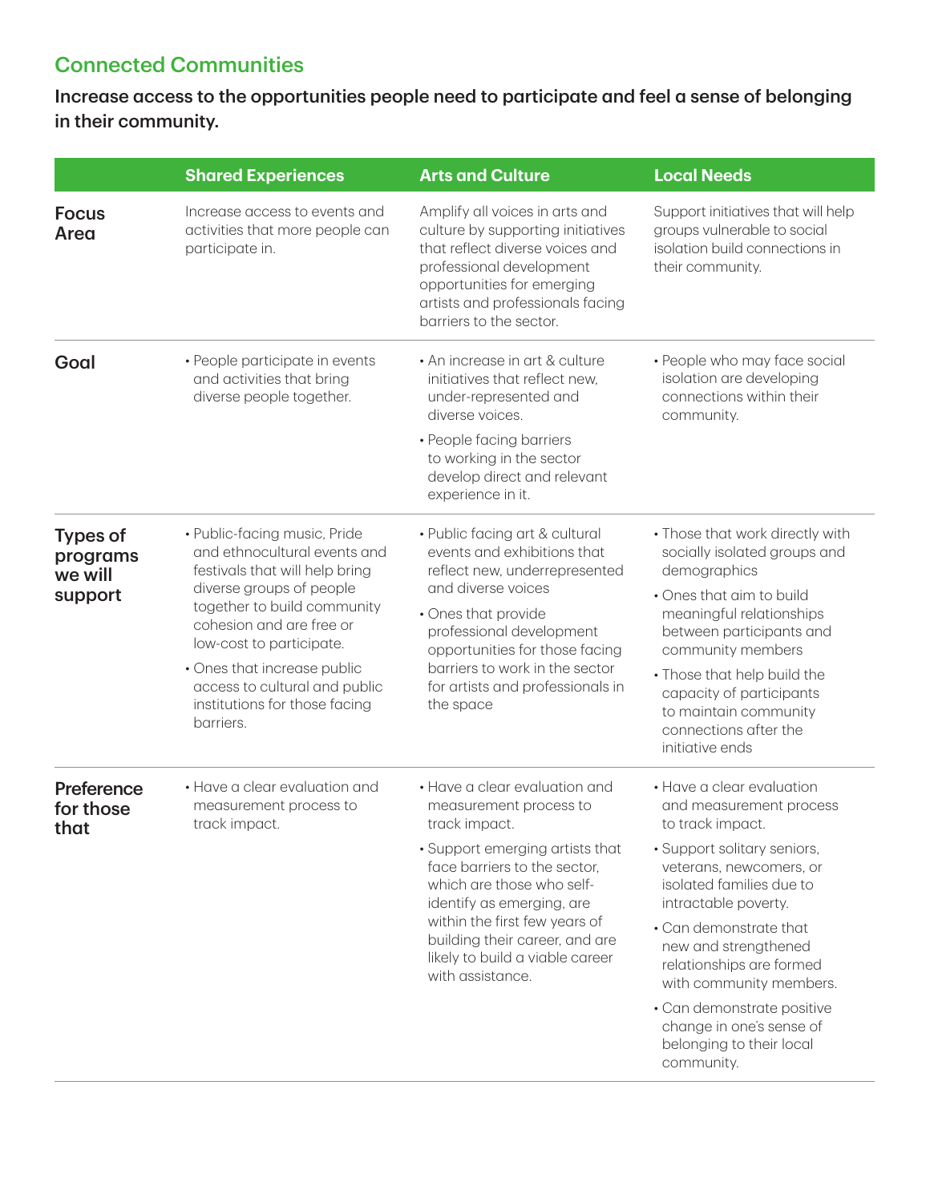## Connected Communities

**Increase access to the opportunities people need to participate and feel a sense of belonging in their community.**

| | Shared Experiences | Arts and Culture | Local Needs |
|---|---|---|---|
| **Focus Area** | Increase access to events and activities that more people can participate in. | Amplify all voices in arts and culture by supporting initiatives that reflect diverse voices and professional development opportunities for emerging artists and professionals facing barriers to the sector. | Support initiatives that will help groups vulnerable to social isolation build connections in their community. |
| **Goal** | • People participate in events and activities that bring diverse people together. | • An increase in art & culture initiatives that reflect new, under-represented and diverse voices.<br>• People facing barriers to working in the sector develop direct and relevant experience in it. | • People who may face social isolation are developing connections within their community. |
| **Types of programs we will support** | • Public-facing music, Pride and ethnocultural events and festivals that will help bring diverse groups of people together to build community cohesion and are free or low-cost to participate.<br>• Ones that increase public access to cultural and public institutions for those facing barriers. | • Public facing art & cultural events and exhibitions that reflect new, underrepresented and diverse voices<br>• Ones that provide professional development opportunities for those facing barriers to work in the sector for artists and professionals in the space | • Those that work directly with socially isolated groups and demographics<br>• Ones that aim to build meaningful relationships between participants and community members<br>• Those that help build the capacity of participants to maintain community connections after the initiative ends |
| **Preference for those that** | • Have a clear evaluation and measurement process to track impact. | • Have a clear evaluation and measurement process to track impact.<br>• Support emerging artists that face barriers to the sector, which are those who self-identify as emerging, are within the first few years of building their career, and are likely to build a viable career with assistance. | • Have a clear evaluation and measurement process to track impact.<br>• Support solitary seniors, veterans, newcomers, or isolated families due to intractable poverty.<br>• Can demonstrate that new and strengthened relationships are formed with community members.<br>• Can demonstrate positive change in one's sense of belonging to their local community. |